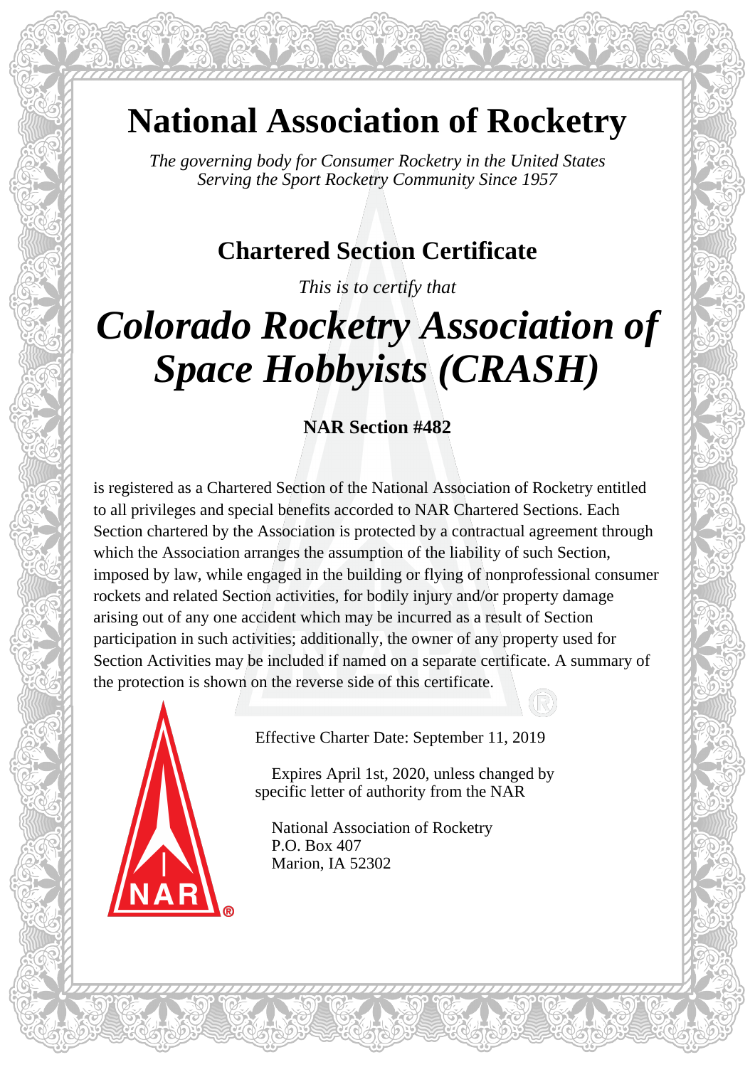# National Association of Rocketry

*The governing body for Consumer Rocketry in the United States*
*Serving the Sport Rocketry Community Since 1957*

## Chartered Section Certificate

*This is to certify that*

# *Colorado Rocketry Association of Space Hobbyists (CRASH)*

**NAR Section #482**

is registered as a Chartered Section of the National Association of Rocketry entitled to all privileges and special benefits accorded to NAR Chartered Sections. Each Section chartered by the Association is protected by a contractual agreement through which the Association arranges the assumption of the liability of such Section, imposed by law, while engaged in the building or flying of nonprofessional consumer rockets and related Section activities, for bodily injury and/or property damage arising out of any one accident which may be incurred as a result of Section participation in such activities; additionally, the owner of any property used for Section Activities may be included if named on a separate certificate. A summary of the protection is shown on the reverse side of this certificate.

Effective Charter Date: September 11, 2019

Expires April 1st, 2020, unless changed by specific letter of authority from the NAR

National Association of Rocketry
P.O. Box 407
Marion, IA 52302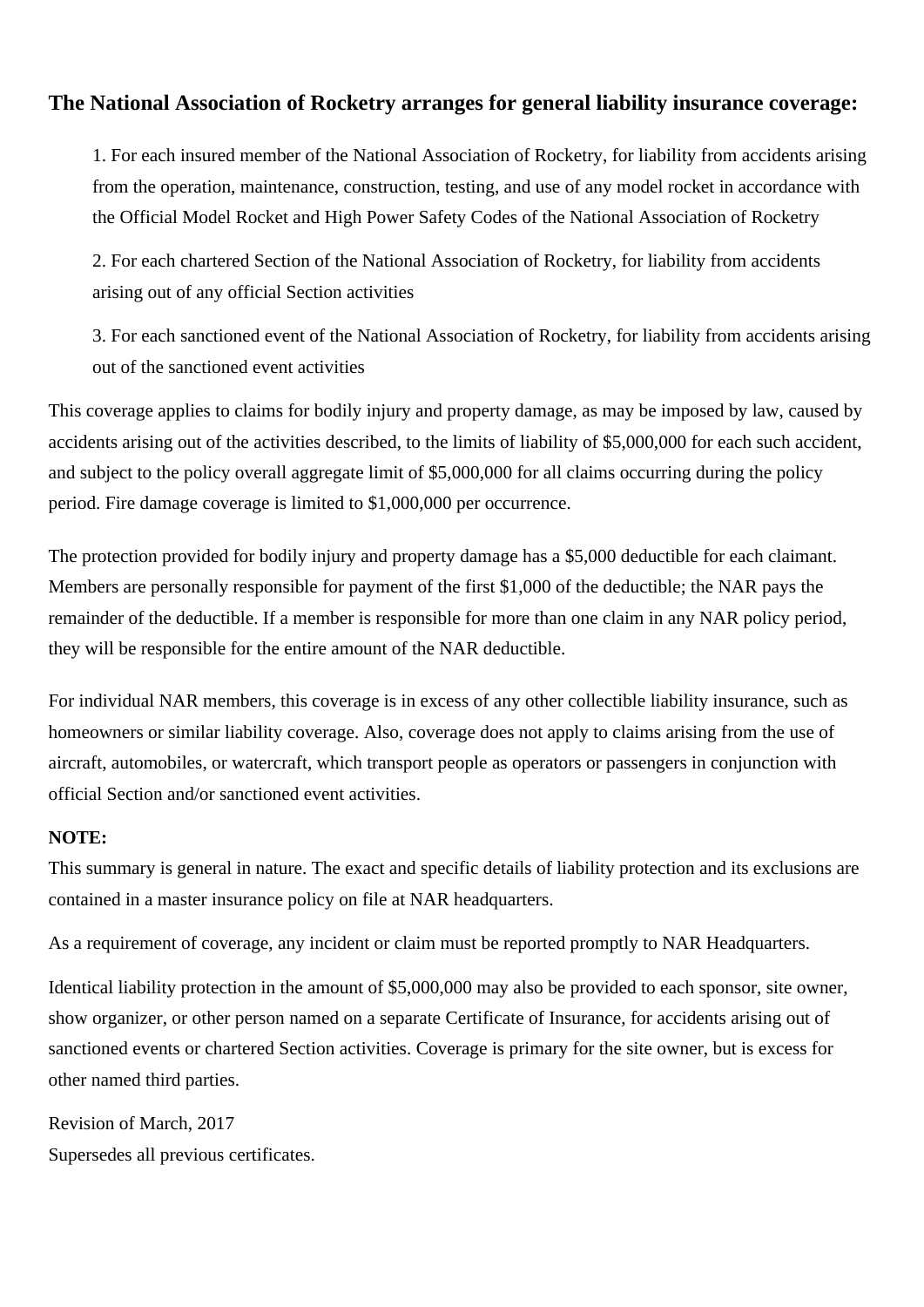### The National Association of Rocketry arranges for general liability insurance coverage:

1. For each insured member of the National Association of Rocketry, for liability from accidents arising from the operation, maintenance, construction, testing, and use of any model rocket in accordance with the Official Model Rocket and High Power Safety Codes of the National Association of Rocketry

2. For each chartered Section of the National Association of Rocketry, for liability from accidents arising out of any official Section activities

3. For each sanctioned event of the National Association of Rocketry, for liability from accidents arising out of the sanctioned event activities

This coverage applies to claims for bodily injury and property damage, as may be imposed by law, caused by accidents arising out of the activities described, to the limits of liability of $5,000,000 for each such accident, and subject to the policy overall aggregate limit of $5,000,000 for all claims occurring during the policy period. Fire damage coverage is limited to $1,000,000 per occurrence.

The protection provided for bodily injury and property damage has a $5,000 deductible for each claimant. Members are personally responsible for payment of the first $1,000 of the deductible; the NAR pays the remainder of the deductible. If a member is responsible for more than one claim in any NAR policy period, they will be responsible for the entire amount of the NAR deductible.

For individual NAR members, this coverage is in excess of any other collectible liability insurance, such as homeowners or similar liability coverage. Also, coverage does not apply to claims arising from the use of aircraft, automobiles, or watercraft, which transport people as operators or passengers in conjunction with official Section and/or sanctioned event activities.

**NOTE:**
This summary is general in nature. The exact and specific details of liability protection and its exclusions are contained in a master insurance policy on file at NAR headquarters.

As a requirement of coverage, any incident or claim must be reported promptly to NAR Headquarters.

Identical liability protection in the amount of $5,000,000 may also be provided to each sponsor, site owner, show organizer, or other person named on a separate Certificate of Insurance, for accidents arising out of sanctioned events or chartered Section activities. Coverage is primary for the site owner, but is excess for other named third parties.

Revision of March, 2017
Supersedes all previous certificates.